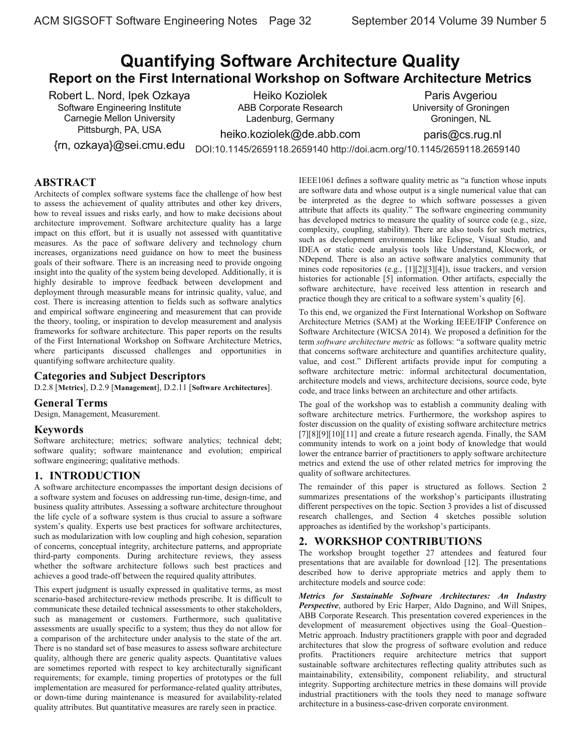# Quantifying Software Architecture Quality

## Report on the First International Workshop on Software Architecture Metrics

Robert L. Nord, Ipek Ozkaya
Software Engineering Institute
Carnegie Mellon University
Pittsburgh, PA, USA
{rn, ozkaya}@sei.cmu.edu

Heiko Koziolek
ABB Corporate Research
Ladenburg, Germany
heiko.koziolek@de.abb.com

Paris Avgeriou
University of Groningen
Groningen, NL
paris@cs.rug.nl

DOI:10.1145/2659118.2659140 http://doi.acm.org/10.1145/2659118.2659140

## ABSTRACT

Architects of complex software systems face the challenge of how best to assess the achievement of quality attributes and other key drivers, how to reveal issues and risks early, and how to make decisions about architecture improvement. Software architecture quality has a large impact on this effort, but it is usually not assessed with quantitative measures. As the pace of software delivery and technology churn increases, organizations need guidance on how to meet the business goals of their software. There is an increasing need to provide ongoing insight into the quality of the system being developed. Additionally, it is highly desirable to improve feedback between development and deployment through measurable means for intrinsic quality, value, and cost. There is increasing attention to fields such as software analytics and empirical software engineering and measurement that can provide the theory, tooling, or inspiration to develop measurement and analysis frameworks for software architecture. This paper reports on the results of the First International Workshop on Software Architecture Metrics, where participants discussed challenges and opportunities in quantifying software architecture quality.

### Categories and Subject Descriptors

D.2.8 [**Metrics**], D.2.9 [**Management**], D.2.11 [**Software Architectures**].

### General Terms

Design, Management, Measurement.

### Keywords

Software architecture; metrics; software analytics; technical debt; software quality; software maintenance and evolution; empirical software engineering; qualitative methods.

## 1. INTRODUCTION

A software architecture encompasses the important design decisions of a software system and focuses on addressing run-time, design-time, and business quality attributes. Assessing a software architecture throughout the life cycle of a software system is thus crucial to assure a software system's quality. Experts use best practices for software architectures, such as modularization with low coupling and high cohesion, separation of concerns, conceptual integrity, architecture patterns, and appropriate third-party components. During architecture reviews, they assess whether the software architecture follows such best practices and achieves a good trade-off between the required quality attributes.

This expert judgment is usually expressed in qualitative terms, as most scenario-based architecture-review methods prescribe. It is difficult to communicate these detailed technical assessments to other stakeholders, such as management or customers. Furthermore, such qualitative assessments are usually specific to a system; thus they do not allow for a comparison of the architecture under analysis to the state of the art. There is no standard set of base measures to assess software architecture quality, although there are generic quality aspects. Quantitative values are sometimes reported with respect to key architecturally significant requirements; for example, timing properties of prototypes or the full implementation are measured for performance-related quality attributes, or down-time during maintenance is measured for availability-related quality attributes. But quantitative measures are rarely seen in practice.

IEEE1061 defines a software quality metric as "a function whose inputs are software data and whose output is a single numerical value that can be interpreted as the degree to which software possesses a given attribute that affects its quality." The software engineering community has developed metrics to measure the quality of source code (e.g., size, complexity, coupling, stability). There are also tools for such metrics, such as development environments like Eclipse, Visual Studio, and IDEA or static code analysis tools like Understand, Klocwork, or NDepend. There is also an active software analytics community that mines code repositories (e.g., [1][2][3][4]), issue trackers, and version histories for actionable [5] information. Other artifacts, especially the software architecture, have received less attention in research and practice though they are critical to a software system's quality [6].

To this end, we organized the First International Workshop on Software Architecture Metrics (SAM) at the Working IEEE/IFIP Conference on Software Architecture (WICSA 2014). We proposed a definition for the term *software architecture metric* as follows: "a software quality metric that concerns software architecture and quantifies architecture quality, value, and cost." Different artifacts provide input for computing a software architecture metric: informal architectural documentation, architecture models and views, architecture decisions, source code, byte code, and trace links between an architecture and other artifacts.

The goal of the workshop was to establish a community dealing with software architecture metrics. Furthermore, the workshop aspires to foster discussion on the quality of existing software architecture metrics [7][8][9][10][11] and create a future research agenda. Finally, the SAM community intends to work on a joint body of knowledge that would lower the entrance barrier of practitioners to apply software architecture metrics and extend the use of other related metrics for improving the quality of software architectures.

The remainder of this paper is structured as follows. Section 2 summarizes presentations of the workshop's participants illustrating different perspectives on the topic. Section 3 provides a list of discussed research challenges, and Section 4 sketches possible solution approaches as identified by the workshop's participants.

## 2. WORKSHOP CONTRIBUTIONS

The workshop brought together 27 attendees and featured four presentations that are available for download [12]. The presentations described how to derive appropriate metrics and apply them to architecture models and source code:

***Metrics for Sustainable Software Architectures: An Industry Perspective***, authored by Eric Harper, Aldo Dagnino, and Will Snipes, ABB Corporate Research. This presentation covered experiences in the development of measurement objectives using the Goal–Question–Metric approach. Industry practitioners grapple with poor and degraded architectures that slow the progress of software evolution and reduce profits. Practitioners require architecture metrics that support sustainable software architectures reflecting quality attributes such as maintainability, extensibility, component reliability, and structural integrity. Supporting architecture metrics in these domains will provide industrial practitioners with the tools they need to manage software architecture in a business-case-driven corporate environment.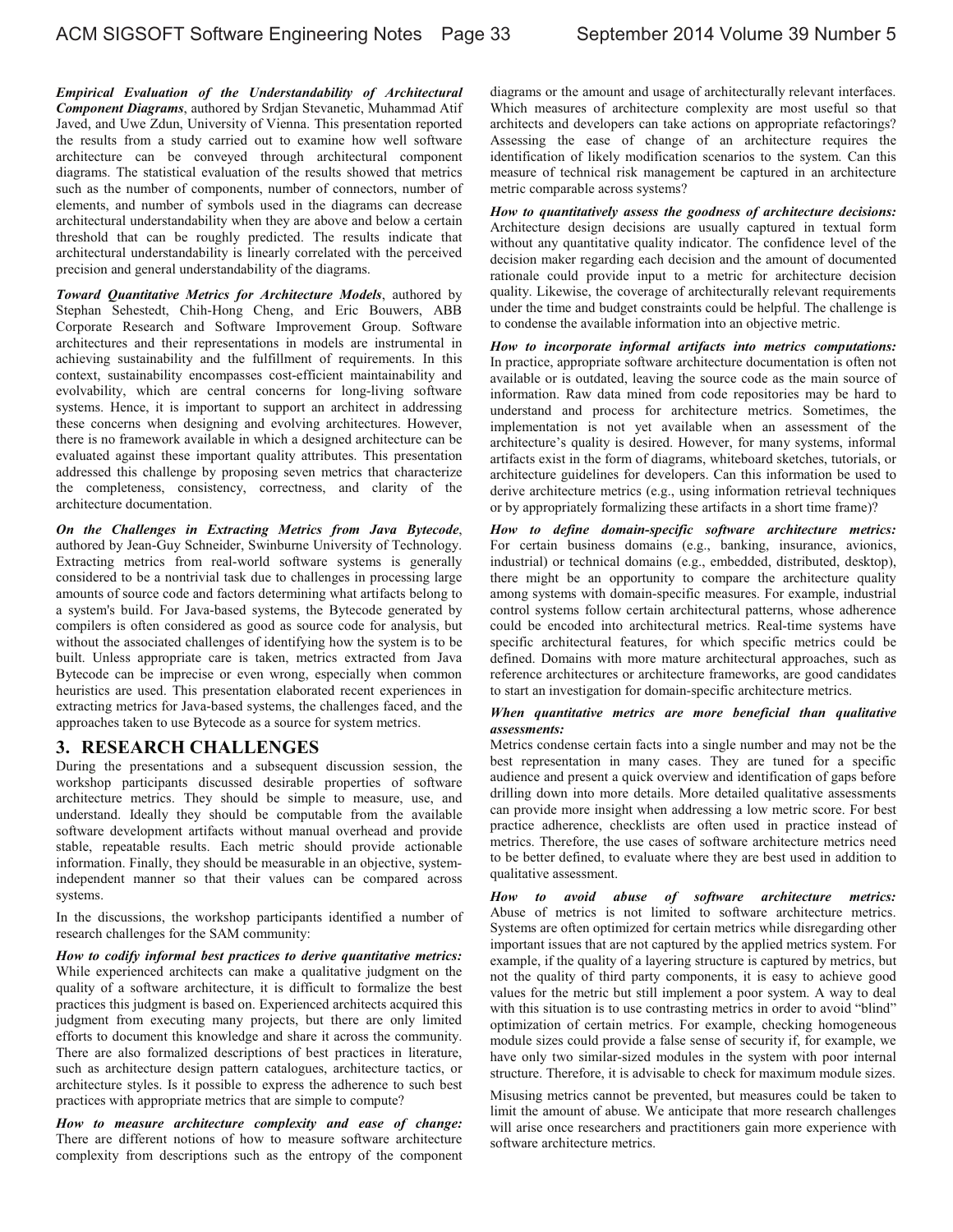***Empirical Evaluation of the Understandability of Architectural Component Diagrams***, authored by Srdjan Stevanetic, Muhammad Atif Javed, and Uwe Zdun, University of Vienna. This presentation reported the results from a study carried out to examine how well software architecture can be conveyed through architectural component diagrams. The statistical evaluation of the results showed that metrics such as the number of components, number of connectors, number of elements, and number of symbols used in the diagrams can decrease architectural understandability when they are above and below a certain threshold that can be roughly predicted. The results indicate that architectural understandability is linearly correlated with the perceived precision and general understandability of the diagrams.

***Toward Quantitative Metrics for Architecture Models***, authored by Stephan Sehestedt, Chih-Hong Cheng, and Eric Bouwers, ABB Corporate Research and Software Improvement Group. Software architectures and their representations in models are instrumental in achieving sustainability and the fulfillment of requirements. In this context, sustainability encompasses cost-efficient maintainability and evolvability, which are central concerns for long-living software systems. Hence, it is important to support an architect in addressing these concerns when designing and evolving architectures. However, there is no framework available in which a designed architecture can be evaluated against these important quality attributes. This presentation addressed this challenge by proposing seven metrics that characterize the completeness, consistency, correctness, and clarity of the architecture documentation.

***On the Challenges in Extracting Metrics from Java Bytecode***, authored by Jean-Guy Schneider, Swinburne University of Technology. Extracting metrics from real-world software systems is generally considered to be a nontrivial task due to challenges in processing large amounts of source code and factors determining what artifacts belong to a system's build. For Java-based systems, the Bytecode generated by compilers is often considered as good as source code for analysis, but without the associated challenges of identifying how the system is to be built. Unless appropriate care is taken, metrics extracted from Java Bytecode can be imprecise or even wrong, especially when common heuristics are used. This presentation elaborated recent experiences in extracting metrics for Java-based systems, the challenges faced, and the approaches taken to use Bytecode as a source for system metrics.

## 3. RESEARCH CHALLENGES

During the presentations and a subsequent discussion session, the workshop participants discussed desirable properties of software architecture metrics. They should be simple to measure, use, and understand. Ideally they should be computable from the available software development artifacts without manual overhead and provide stable, repeatable results. Each metric should provide actionable information. Finally, they should be measurable in an objective, system-independent manner so that their values can be compared across systems.

In the discussions, the workshop participants identified a number of research challenges for the SAM community:

***How to codify informal best practices to derive quantitative metrics:*** While experienced architects can make a qualitative judgment on the quality of a software architecture, it is difficult to formalize the best practices this judgment is based on. Experienced architects acquired this judgment from executing many projects, but there are only limited efforts to document this knowledge and share it across the community. There are also formalized descriptions of best practices in literature, such as architecture design pattern catalogues, architecture tactics, or architecture styles. Is it possible to express the adherence to such best practices with appropriate metrics that are simple to compute?

***How to measure architecture complexity and ease of change:*** There are different notions of how to measure software architecture complexity from descriptions such as the entropy of the component diagrams or the amount and usage of architecturally relevant interfaces. Which measures of architecture complexity are most useful so that architects and developers can take actions on appropriate refactorings? Assessing the ease of change of an architecture requires the identification of likely modification scenarios to the system. Can this measure of technical risk management be captured in an architecture metric comparable across systems?

***How to quantitatively assess the goodness of architecture decisions:*** Architecture design decisions are usually captured in textual form without any quantitative quality indicator. The confidence level of the decision maker regarding each decision and the amount of documented rationale could provide input to a metric for architecture decision quality. Likewise, the coverage of architecturally relevant requirements under the time and budget constraints could be helpful. The challenge is to condense the available information into an objective metric.

***How to incorporate informal artifacts into metrics computations:*** In practice, appropriate software architecture documentation is often not available or is outdated, leaving the source code as the main source of information. Raw data mined from code repositories may be hard to understand and process for architecture metrics. Sometimes, the implementation is not yet available when an assessment of the architecture's quality is desired. However, for many systems, informal artifacts exist in the form of diagrams, whiteboard sketches, tutorials, or architecture guidelines for developers. Can this information be used to derive architecture metrics (e.g., using information retrieval techniques or by appropriately formalizing these artifacts in a short time frame)?

***How to define domain-specific software architecture metrics:*** For certain business domains (e.g., banking, insurance, avionics, industrial) or technical domains (e.g., embedded, distributed, desktop), there might be an opportunity to compare the architecture quality among systems with domain-specific measures. For example, industrial control systems follow certain architectural patterns, whose adherence could be encoded into architectural metrics. Real-time systems have specific architectural features, for which specific metrics could be defined. Domains with more mature architectural approaches, such as reference architectures or architecture frameworks, are good candidates to start an investigation for domain-specific architecture metrics.

***When quantitative metrics are more beneficial than qualitative assessments:***

Metrics condense certain facts into a single number and may not be the best representation in many cases. They are tuned for a specific audience and present a quick overview and identification of gaps before drilling down into more details. More detailed qualitative assessments can provide more insight when addressing a low metric score. For best practice adherence, checklists are often used in practice instead of metrics. Therefore, the use cases of software architecture metrics need to be better defined, to evaluate where they are best used in addition to qualitative assessment.

***How to avoid abuse of software architecture metrics:*** Abuse of metrics is not limited to software architecture metrics. Systems are often optimized for certain metrics while disregarding other important issues that are not captured by the applied metrics system. For example, if the quality of a layering structure is captured by metrics, but not the quality of third party components, it is easy to achieve good values for the metric but still implement a poor system. A way to deal with this situation is to use contrasting metrics in order to avoid "blind" optimization of certain metrics. For example, checking homogeneous module sizes could provide a false sense of security if, for example, we have only two similar-sized modules in the system with poor internal structure. Therefore, it is advisable to check for maximum module sizes.

Misusing metrics cannot be prevented, but measures could be taken to limit the amount of abuse. We anticipate that more research challenges will arise once researchers and practitioners gain more experience with software architecture metrics.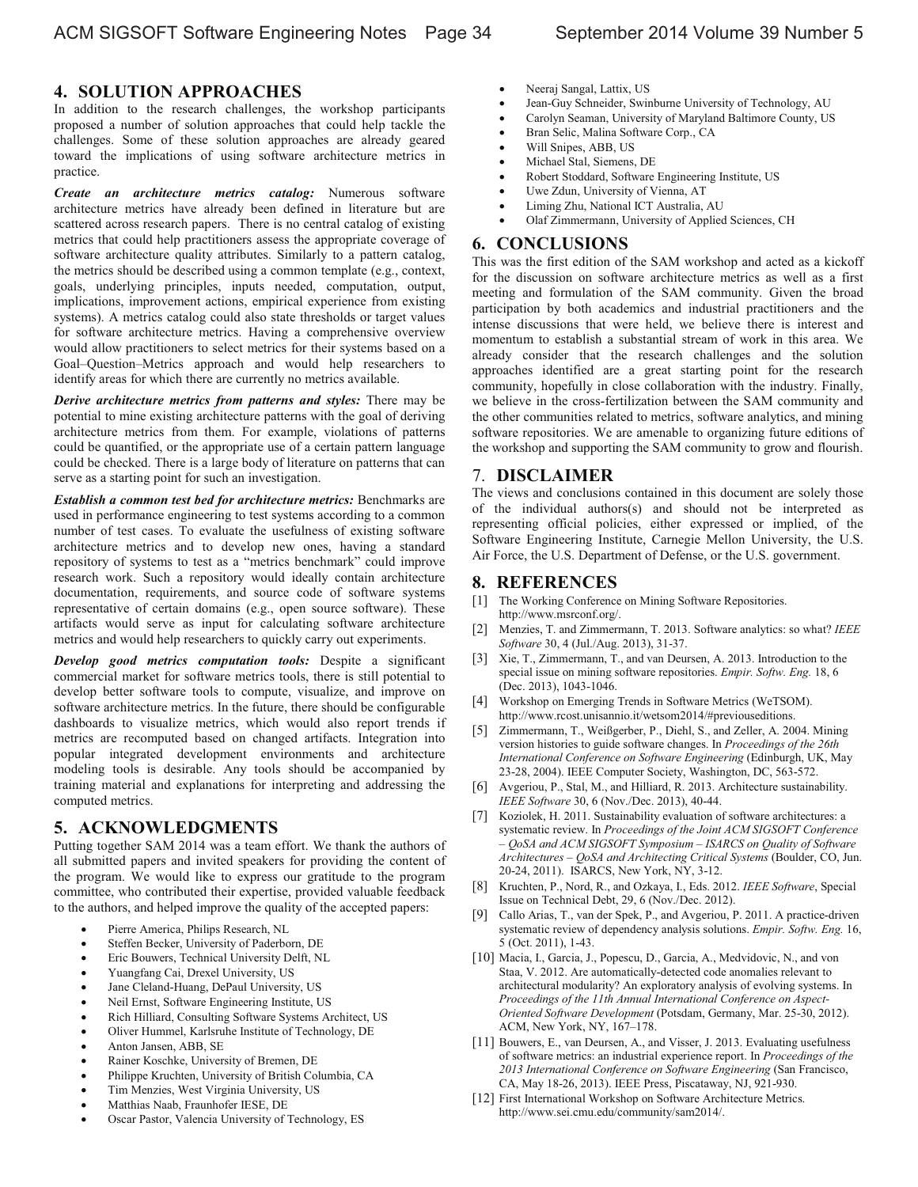## 4. SOLUTION APPROACHES

In addition to the research challenges, the workshop participants proposed a number of solution approaches that could help tackle the challenges. Some of these solution approaches are already geared toward the implications of using software architecture metrics in practice.

***Create an architecture metrics catalog:*** Numerous software architecture metrics have already been defined in literature but are scattered across research papers. There is no central catalog of existing metrics that could help practitioners assess the appropriate coverage of software architecture quality attributes. Similarly to a pattern catalog, the metrics should be described using a common template (e.g., context, goals, underlying principles, inputs needed, computation, output, implications, improvement actions, empirical experience from existing systems). A metrics catalog could also state thresholds or target values for software architecture metrics. Having a comprehensive overview would allow practitioners to select metrics for their systems based on a Goal–Question–Metrics approach and would help researchers to identify areas for which there are currently no metrics available.

***Derive architecture metrics from patterns and styles:*** There may be potential to mine existing architecture patterns with the goal of deriving architecture metrics from them. For example, violations of patterns could be quantified, or the appropriate use of a certain pattern language could be checked. There is a large body of literature on patterns that can serve as a starting point for such an investigation.

***Establish a common test bed for architecture metrics:*** Benchmarks are used in performance engineering to test systems according to a common number of test cases. To evaluate the usefulness of existing software architecture metrics and to develop new ones, having a standard repository of systems to test as a "metrics benchmark" could improve research work. Such a repository would ideally contain architecture documentation, requirements, and source code of software systems representative of certain domains (e.g., open source software). These artifacts would serve as input for calculating software architecture metrics and would help researchers to quickly carry out experiments.

***Develop good metrics computation tools:*** Despite a significant commercial market for software metrics tools, there is still potential to develop better software tools to compute, visualize, and improve on software architecture metrics. In the future, there should be configurable dashboards to visualize metrics, which would also report trends if metrics are recomputed based on changed artifacts. Integration into popular integrated development environments and architecture modeling tools is desirable. Any tools should be accompanied by training material and explanations for interpreting and addressing the computed metrics.

## 5. ACKNOWLEDGMENTS

Putting together SAM 2014 was a team effort. We thank the authors of all submitted papers and invited speakers for providing the content of the program. We would like to express our gratitude to the program committee, who contributed their expertise, provided valuable feedback to the authors, and helped improve the quality of the accepted papers:

- Pierre America, Philips Research, NL
- Steffen Becker, University of Paderborn, DE
- Eric Bouwers, Technical University Delft, NL
- Yuangfang Cai, Drexel University, US
- Jane Cleland-Huang, DePaul University, US
- Neil Ernst, Software Engineering Institute, US
- Rich Hilliard, Consulting Software Systems Architect, US
- Oliver Hummel, Karlsruhe Institute of Technology, DE
- Anton Jansen, ABB, SE
- Rainer Koschke, University of Bremen, DE
- Philippe Kruchten, University of British Columbia, CA
- Tim Menzies, West Virginia University, US
- Matthias Naab, Fraunhofer IESE, DE
- Oscar Pastor, Valencia University of Technology, ES
- Neeraj Sangal, Lattix, US
- Jean-Guy Schneider, Swinburne University of Technology, AU
- Carolyn Seaman, University of Maryland Baltimore County, US
- Bran Selic, Malina Software Corp., CA
- Will Snipes, ABB, US
- Michael Stal, Siemens, DE
- Robert Stoddard, Software Engineering Institute, US
- Uwe Zdun, University of Vienna, AT
- Liming Zhu, National ICT Australia, AU
- Olaf Zimmermann, University of Applied Sciences, CH

## 6. CONCLUSIONS

This was the first edition of the SAM workshop and acted as a kickoff for the discussion on software architecture metrics as well as a first meeting and formulation of the SAM community. Given the broad participation by both academics and industrial practitioners and the intense discussions that were held, we believe there is interest and momentum to establish a substantial stream of work in this area. We already consider that the research challenges and the solution approaches identified are a great starting point for the research community, hopefully in close collaboration with the industry. Finally, we believe in the cross-fertilization between the SAM community and the other communities related to metrics, software analytics, and mining software repositories. We are amenable to organizing future editions of the workshop and supporting the SAM community to grow and flourish.

## 7. DISCLAIMER

The views and conclusions contained in this document are solely those of the individual authors(s) and should not be interpreted as representing official policies, either expressed or implied, of the Software Engineering Institute, Carnegie Mellon University, the U.S. Air Force, the U.S. Department of Defense, or the U.S. government.

## 8. REFERENCES

[1] The Working Conference on Mining Software Repositories. http://www.msrconf.org/.

[2] Menzies, T. and Zimmermann, T. 2013. Software analytics: so what? *IEEE Software* 30, 4 (Jul./Aug. 2013), 31-37.

[3] Xie, T., Zimmermann, T., and van Deursen, A. 2013. Introduction to the special issue on mining software repositories. *Empir. Softw. Eng.* 18, 6 (Dec. 2013), 1043-1046.

[4] Workshop on Emerging Trends in Software Metrics (WeTSOM). http://www.rcost.unisannio.it/wetsom2014/#previouseditions.

[5] Zimmermann, T., Weißgerber, P., Diehl, S., and Zeller, A. 2004. Mining version histories to guide software changes. In *Proceedings of the 26th International Conference on Software Engineering* (Edinburgh, UK, May 23-28, 2004). IEEE Computer Society, Washington, DC, 563-572.

[6] Avgeriou, P., Stal, M., and Hilliard, R. 2013. Architecture sustainability. *IEEE Software* 30, 6 (Nov./Dec. 2013), 40-44.

[7] Koziolek, H. 2011. Sustainability evaluation of software architectures: a systematic review. In *Proceedings of the Joint ACM SIGSOFT Conference – QoSA and ACM SIGSOFT Symposium – ISARCS on Quality of Software Architectures – QoSA and Architecting Critical Systems* (Boulder, CO, Jun. 20-24, 2011). ISARCS, New York, NY, 3-12.

[8] Kruchten, P., Nord, R., and Ozkaya, I., Eds. 2012. *IEEE Software*, Special Issue on Technical Debt, 29, 6 (Nov./Dec. 2012).

[9] Callo Arias, T., van der Spek, P., and Avgeriou, P. 2011. A practice-driven systematic review of dependency analysis solutions. *Empir. Softw. Eng.* 16, 5 (Oct. 2011), 1-43.

[10] Macia, I., Garcia, J., Popescu, D., Garcia, A., Medvidovic, N., and von Staa, V. 2012. Are automatically-detected code anomalies relevant to architectural modularity? An exploratory analysis of evolving systems. In *Proceedings of the 11th Annual International Conference on Aspect-Oriented Software Development* (Potsdam, Germany, Mar. 25-30, 2012). ACM, New York, NY, 167–178.

[11] Bouwers, E., van Deursen, A., and Visser, J. 2013. Evaluating usefulness of software metrics: an industrial experience report. In *Proceedings of the 2013 International Conference on Software Engineering* (San Francisco, CA, May 18-26, 2013). IEEE Press, Piscataway, NJ, 921-930.

[12] First International Workshop on Software Architecture Metrics. http://www.sei.cmu.edu/community/sam2014/.